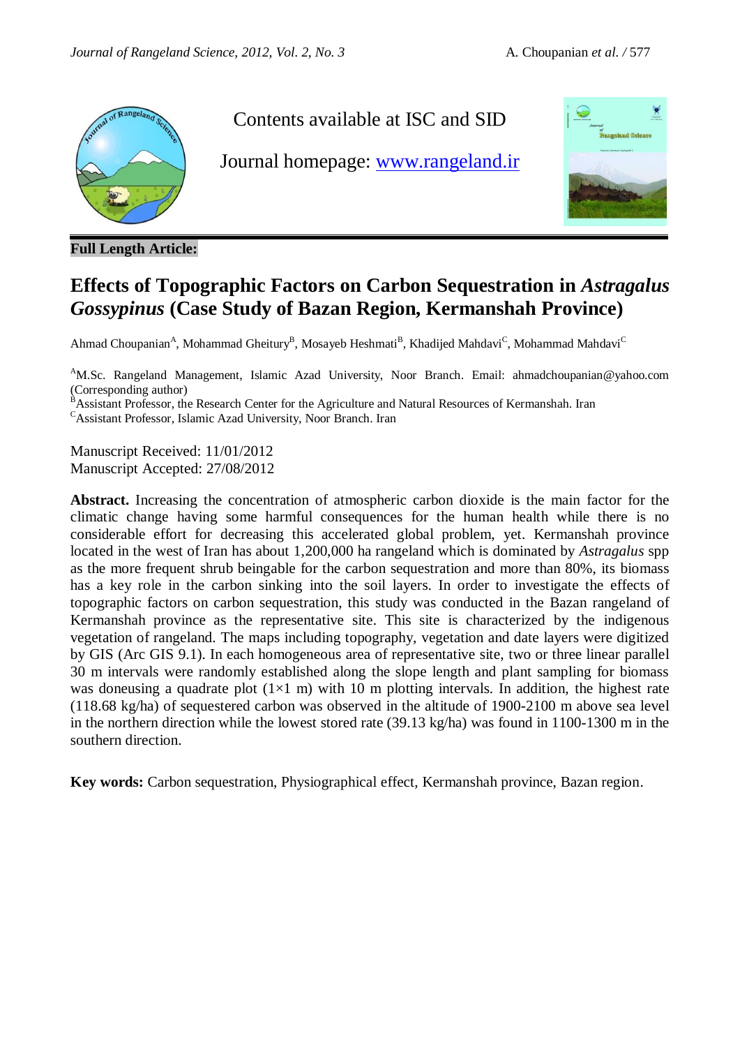Contents available at ISC and SID

Journal homepage: [www.rangeland.ir](www.rangeland.ir)

**Full Length Article:**

# Effects of Topographic Factors on Carbon Sequestration in *Astragalus Gossypinus* (Case Study of Bazan Region, Kermanshah Province)

Ahmad Choupanian[A], Mohammad Gheitury[B], Mosayeb Heshmati[B], Khadijed Mahdavi[C], Mohammad Mahdavi[C]

[A]M.Sc. Rangeland Management, Islamic Azad University, Noor Branch. Email: ahmadchoupanian@yahoo.com (Corresponding author)
[B]Assistant Professor, the Research Center for the Agriculture and Natural Resources of Kermanshah. Iran
[C]Assistant Professor, Islamic Azad University, Noor Branch. Iran

Manuscript Received: 11/01/2012
Manuscript Accepted: 27/08/2012

**Abstract.** Increasing the concentration of atmospheric carbon dioxide is the main factor for the climatic change having some harmful consequences for the human health while there is no considerable effort for decreasing this accelerated global problem, yet. Kermanshah province located in the west of Iran has about 1,200,000 ha rangeland which is dominated by *Astragalus* spp as the more frequent shrub beingable for the carbon sequestration and more than 80%, its biomass has a key role in the carbon sinking into the soil layers. In order to investigate the effects of topographic factors on carbon sequestration, this study was conducted in the Bazan rangeland of Kermanshah province as the representative site. This site is characterized by the indigenous vegetation of rangeland. The maps including topography, vegetation and date layers were digitized by GIS (Arc GIS 9.1). In each homogeneous area of representative site, two or three linear parallel 30 m intervals were randomly established along the slope length and plant sampling for biomass was doneusing a quadrate plot (1×1 m) with 10 m plotting intervals. In addition, the highest rate (118.68 kg/ha) of sequestered carbon was observed in the altitude of 1900-2100 m above sea level in the northern direction while the lowest stored rate (39.13 kg/ha) was found in 1100-1300 m in the southern direction.

**Key words:** Carbon sequestration, Physiographical effect, Kermanshah province, Bazan region.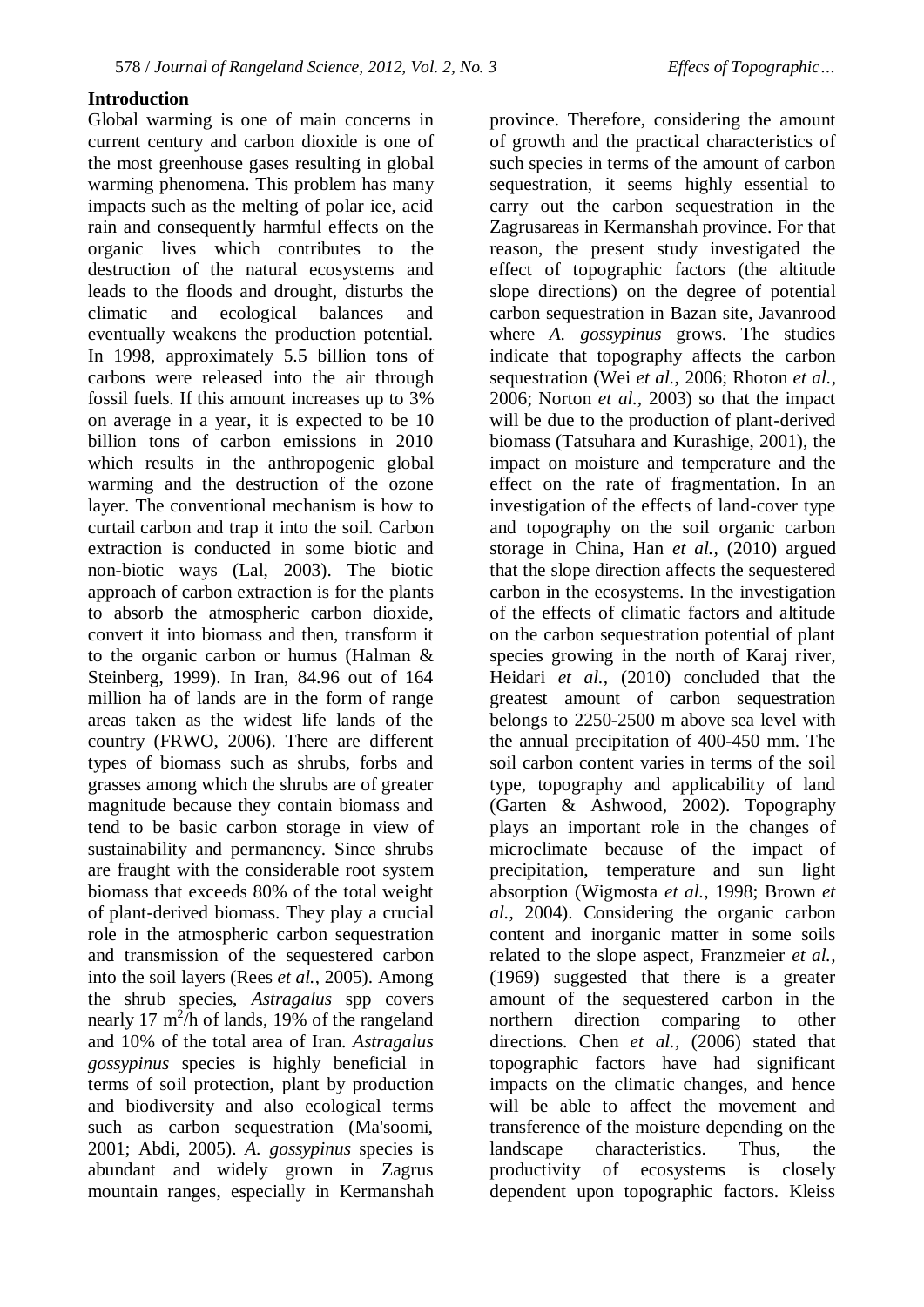## Introduction

Global warming is one of main concerns in current century and carbon dioxide is one of the most greenhouse gases resulting in global warming phenomena. This problem has many impacts such as the melting of polar ice, acid rain and consequently harmful effects on the organic lives which contributes to the destruction of the natural ecosystems and leads to the floods and drought, disturbs the climatic and ecological balances and eventually weakens the production potential. In 1998, approximately 5.5 billion tons of carbons were released into the air through fossil fuels. If this amount increases up to 3% on average in a year, it is expected to be 10 billion tons of carbon emissions in 2010 which results in the anthropogenic global warming and the destruction of the ozone layer. The conventional mechanism is how to curtail carbon and trap it into the soil. Carbon extraction is conducted in some biotic and non-biotic ways (Lal, 2003). The biotic approach of carbon extraction is for the plants to absorb the atmospheric carbon dioxide, convert it into biomass and then, transform it to the organic carbon or humus (Halman & Steinberg, 1999). In Iran, 84.96 out of 164 million ha of lands are in the form of range areas taken as the widest life lands of the country (FRWO, 2006). There are different types of biomass such as shrubs, forbs and grasses among which the shrubs are of greater magnitude because they contain biomass and tend to be basic carbon storage in view of sustainability and permanency. Since shrubs are fraught with the considerable root system biomass that exceeds 80% of the total weight of plant-derived biomass. They play a crucial role in the atmospheric carbon sequestration and transmission of the sequestered carbon into the soil layers (Rees *et al.*, 2005). Among the shrub species, *Astragalus* spp covers nearly 17 $m^2$/h of lands, 19% of the rangeland and 10% of the total area of Iran. *Astragalus gossypinus* species is highly beneficial in terms of soil protection, plant by production and biodiversity and also ecological terms such as carbon sequestration (Ma'soomi, 2001; Abdi, 2005). *A. gossypinus* species is abundant and widely grown in Zagrus mountain ranges, especially in Kermanshah province. Therefore, considering the amount of growth and the practical characteristics of such species in terms of the amount of carbon sequestration, it seems highly essential to carry out the carbon sequestration in the Zagrusareas in Kermanshah province. For that reason, the present study investigated the effect of topographic factors (the altitude slope directions) on the degree of potential carbon sequestration in Bazan site, Javanrood where *A. gossypinus* grows. The studies indicate that topography affects the carbon sequestration (Wei *et al.*, 2006; Rhoton *et al.*, 2006; Norton *et al.*, 2003) so that the impact will be due to the production of plant-derived biomass (Tatsuhara and Kurashige, 2001), the impact on moisture and temperature and the effect on the rate of fragmentation. In an investigation of the effects of land-cover type and topography on the soil organic carbon storage in China, Han *et al.,* (2010) argued that the slope direction affects the sequestered carbon in the ecosystems. In the investigation of the effects of climatic factors and altitude on the carbon sequestration potential of plant species growing in the north of Karaj river, Heidari *et al.,* (2010) concluded that the greatest amount of carbon sequestration belongs to 2250-2500 m above sea level with the annual precipitation of 400-450 mm. The soil carbon content varies in terms of the soil type, topography and applicability of land (Garten & Ashwood, 2002). Topography plays an important role in the changes of microclimate because of the impact of precipitation, temperature and sun light absorption (Wigmosta *et al.*, 1998; Brown *et al.*, 2004). Considering the organic carbon content and inorganic matter in some soils related to the slope aspect, Franzmeier *et al.*, (1969) suggested that there is a greater amount of the sequestered carbon in the northern direction comparing to other directions. Chen *et al.*, (2006) stated that topographic factors have had significant impacts on the climatic changes, and hence will be able to affect the movement and transference of the moisture depending on the landscape characteristics. Thus, the productivity of ecosystems is closely dependent upon topographic factors. Kleiss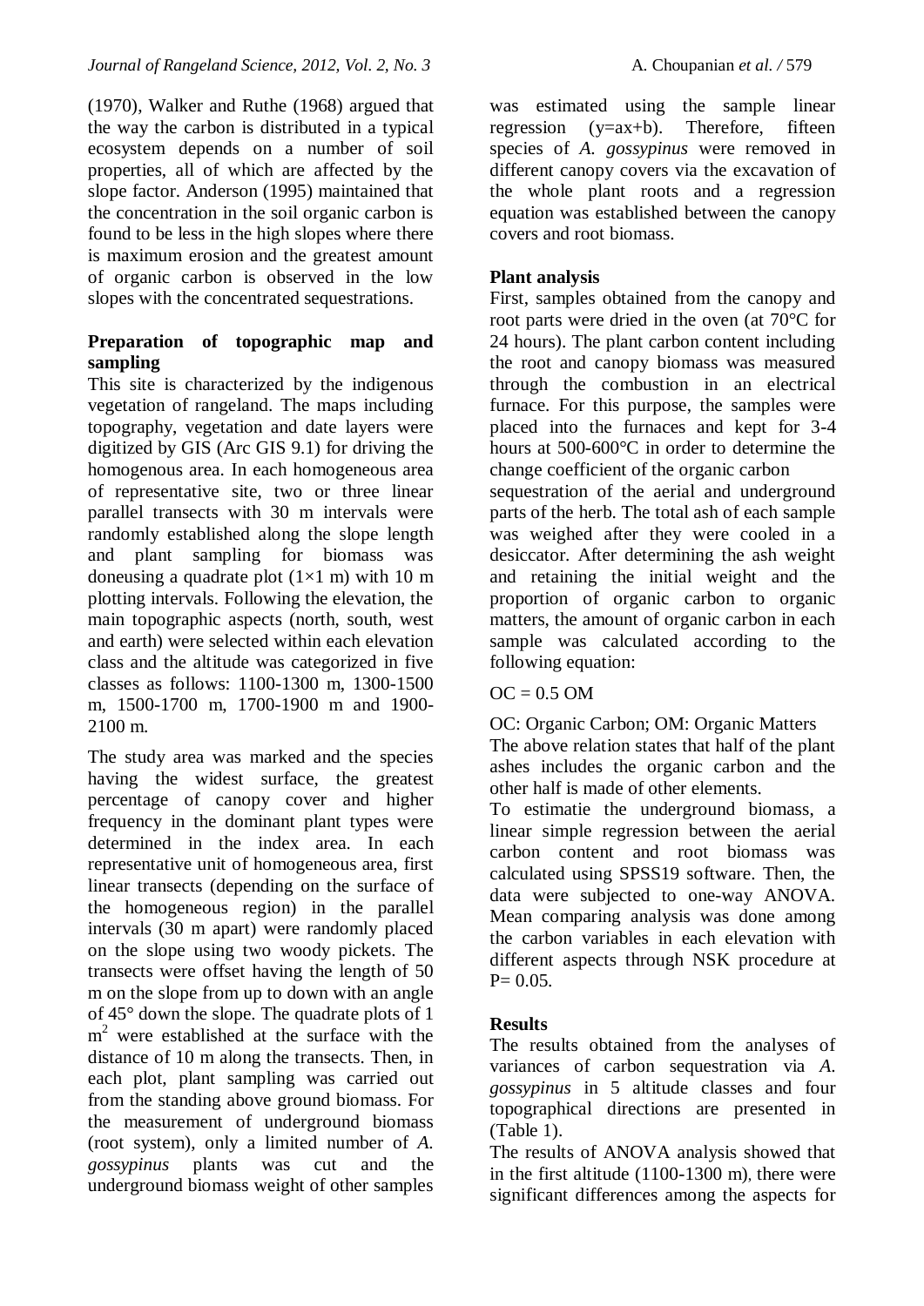(1970), Walker and Ruthe (1968) argued that the way the carbon is distributed in a typical ecosystem depends on a number of soil properties, all of which are affected by the slope factor. Anderson (1995) maintained that the concentration in the soil organic carbon is found to be less in the high slopes where there is maximum erosion and the greatest amount of organic carbon is observed in the low slopes with the concentrated sequestrations.

**Preparation of topographic map and sampling**

This site is characterized by the indigenous vegetation of rangeland. The maps including topography, vegetation and date layers were digitized by GIS (Arc GIS 9.1) for driving the homogenous area. In each homogeneous area of representative site, two or three linear parallel transects with 30 m intervals were randomly established along the slope length and plant sampling for biomass was doneusing a quadrate plot (1×1 m) with 10 m plotting intervals. Following the elevation, the main topographic aspects (north, south, west and earth) were selected within each elevation class and the altitude was categorized in five classes as follows: 1100-1300 m, 1300-1500 m, 1500-1700 m, 1700-1900 m and 1900-2100 m.

The study area was marked and the species having the widest surface, the greatest percentage of canopy cover and higher frequency in the dominant plant types were determined in the index area. In each representative unit of homogeneous area, first linear transects (depending on the surface of the homogeneous region) in the parallel intervals (30 m apart) were randomly placed on the slope using two woody pickets. The transects were offset having the length of 50 m on the slope from up to down with an angle of 45° down the slope. The quadrate plots of 1 $m^2$ were established at the surface with the distance of 10 m along the transects. Then, in each plot, plant sampling was carried out from the standing above ground biomass. For the measurement of underground biomass (root system), only a limited number of *A. gossypinus* plants was cut and the underground biomass weight of other samples was estimated using the sample linear regression (y=ax+b). Therefore, fifteen species of *A. gossypinus* were removed in different canopy covers via the excavation of the whole plant roots and a regression equation was established between the canopy covers and root biomass.

**Plant analysis**

First, samples obtained from the canopy and root parts were dried in the oven (at 70°C for 24 hours). The plant carbon content including the root and canopy biomass was measured through the combustion in an electrical furnace. For this purpose, the samples were placed into the furnaces and kept for 3-4 hours at 500-600°C in order to determine the change coefficient of the organic carbon sequestration of the aerial and underground parts of the herb. The total ash of each sample was weighed after they were cooled in a desiccator. After determining the ash weight and retaining the initial weight and the proportion of organic carbon to organic matters, the amount of organic carbon in each sample was calculated according to the following equation:

$$OC = 0.5\ OM$$

OC: Organic Carbon; OM: Organic Matters

The above relation states that half of the plant ashes includes the organic carbon and the other half is made of other elements.

To estimatie the underground biomass, a linear simple regression between the aerial carbon content and root biomass was calculated using SPSS19 software. Then, the data were subjected to one-way ANOVA. Mean comparing analysis was done among the carbon variables in each elevation with different aspects through NSK procedure at P= 0.05.

**Results**

The results obtained from the analyses of variances of carbon sequestration via *A. gossypinus* in 5 altitude classes and four topographical directions are presented in (Table 1).

The results of ANOVA analysis showed that in the first altitude (1100-1300 m), there were significant differences among the aspects for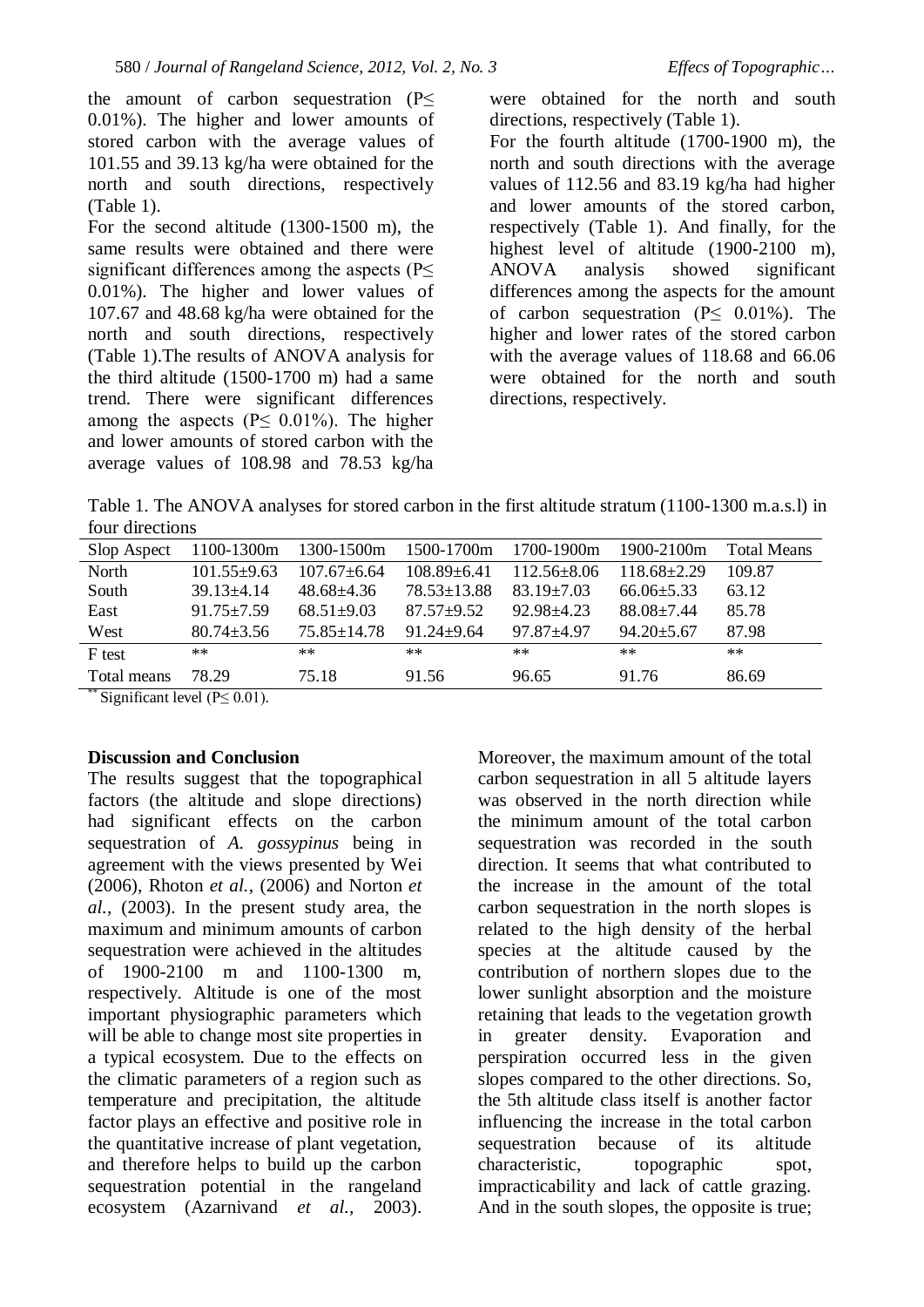the amount of carbon sequestration (P≤ 0.01%). The higher and lower amounts of stored carbon with the average values of 101.55 and 39.13 kg/ha were obtained for the north and south directions, respectively (Table 1).

For the second altitude (1300-1500 m), the same results were obtained and there were significant differences among the aspects (P≤ 0.01%). The higher and lower values of 107.67 and 48.68 kg/ha were obtained for the north and south directions, respectively (Table 1).The results of ANOVA analysis for the third altitude (1500-1700 m) had a same trend. There were significant differences among the aspects (P≤ 0.01%). The higher and lower amounts of stored carbon with the average values of 108.98 and 78.53 kg/ha were obtained for the north and south directions, respectively (Table 1).

For the fourth altitude (1700-1900 m), the north and south directions with the average values of 112.56 and 83.19 kg/ha had higher and lower amounts of the stored carbon, respectively (Table 1). And finally, for the highest level of altitude (1900-2100 m), ANOVA analysis showed significant differences among the aspects for the amount of carbon sequestration (P≤ 0.01%). The higher and lower rates of the stored carbon with the average values of 118.68 and 66.06 were obtained for the north and south directions, respectively.

Table 1. The ANOVA analyses for stored carbon in the first altitude stratum (1100-1300 m.a.s.l) in four directions

| Slop Aspect | 1100-1300m | 1300-1500m | 1500-1700m | 1700-1900m | 1900-2100m | Total Means |
|---|---|---|---|---|---|---|
| North | 101.55±9.63 | 107.67±6.64 | 108.89±6.41 | 112.56±8.06 | 118.68±2.29 | 109.87 |
| South | 39.13±4.14 | 48.68±4.36 | 78.53±13.88 | 83.19±7.03 | 66.06±5.33 | 63.12 |
| East | 91.75±7.59 | 68.51±9.03 | 87.57±9.52 | 92.98±4.23 | 88.08±7.44 | 85.78 |
| West | 80.74±3.56 | 75.85±14.78 | 91.24±9.64 | 97.87±4.97 | 94.20±5.67 | 87.98 |
| F test | ** | ** | ** | ** | ** | ** |
| Total means | 78.29 | 75.18 | 91.56 | 96.65 | 91.76 | 86.69 |

** Significant level (P≤ 0.01).

## Discussion and Conclusion

The results suggest that the topographical factors (the altitude and slope directions) had significant effects on the carbon sequestration of *A. gossypinus* being in agreement with the views presented by Wei (2006), Rhoton *et al.*, (2006) and Norton *et al.*, (2003). In the present study area, the maximum and minimum amounts of carbon sequestration were achieved in the altitudes of 1900-2100 m and 1100-1300 m, respectively. Altitude is one of the most important physiographic parameters which will be able to change most site properties in a typical ecosystem. Due to the effects on the climatic parameters of a region such as temperature and precipitation, the altitude factor plays an effective and positive role in the quantitative increase of plant vegetation, and therefore helps to build up the carbon sequestration potential in the rangeland ecosystem (Azarnivand *et al.*, 2003). Moreover, the maximum amount of the total carbon sequestration in all 5 altitude layers was observed in the north direction while the minimum amount of the total carbon sequestration was recorded in the south direction. It seems that what contributed to the increase in the amount of the total carbon sequestration in the north slopes is related to the high density of the herbal species at the altitude caused by the contribution of northern slopes due to the lower sunlight absorption and the moisture retaining that leads to the vegetation growth in greater density. Evaporation and perspiration occurred less in the given slopes compared to the other directions. So, the 5th altitude class itself is another factor influencing the increase in the total carbon sequestration because of its altitude characteristic, topographic spot, impracticability and lack of cattle grazing. And in the south slopes, the opposite is true;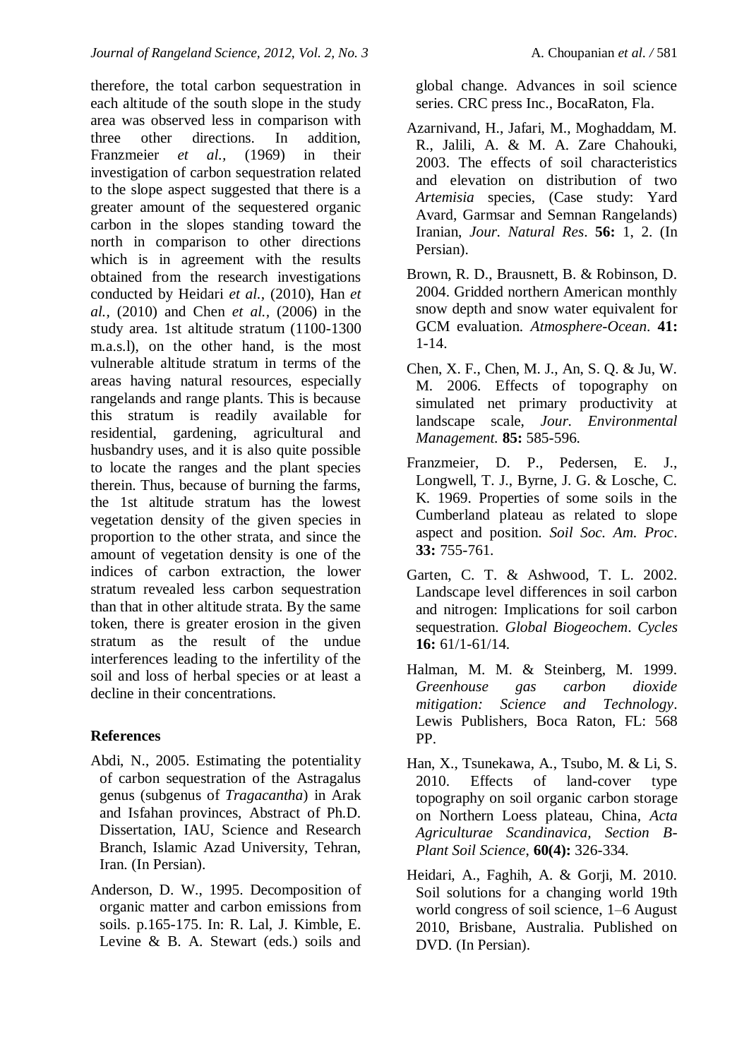therefore, the total carbon sequestration in each altitude of the south slope in the study area was observed less in comparison with three other directions. In addition, Franzmeier *et al.*, (1969) in their investigation of carbon sequestration related to the slope aspect suggested that there is a greater amount of the sequestered organic carbon in the slopes standing toward the north in comparison to other directions which is in agreement with the results obtained from the research investigations conducted by Heidari *et al.,* (2010), Han *et al.,* (2010) and Chen *et al.,* (2006) in the study area. 1st altitude stratum (1100-1300 m.a.s.l), on the other hand, is the most vulnerable altitude stratum in terms of the areas having natural resources, especially rangelands and range plants. This is because this stratum is readily available for residential, gardening, agricultural and husbandry uses, and it is also quite possible to locate the ranges and the plant species therein. Thus, because of burning the farms, the 1st altitude stratum has the lowest vegetation density of the given species in proportion to the other strata, and since the amount of vegetation density is one of the indices of carbon extraction, the lower stratum revealed less carbon sequestration than that in other altitude strata. By the same token, there is greater erosion in the given stratum as the result of the undue interferences leading to the infertility of the soil and loss of herbal species or at least a decline in their concentrations.

## References

Abdi, N., 2005. Estimating the potentiality of carbon sequestration of the Astragalus genus (subgenus of *Tragacantha*) in Arak and Isfahan provinces, Abstract of Ph.D. Dissertation, IAU, Science and Research Branch, Islamic Azad University, Tehran, Iran. (In Persian).

Anderson, D. W., 1995. Decomposition of organic matter and carbon emissions from soils. p.165-175. In: R. Lal, J. Kimble, E. Levine & B. A. Stewart (eds.) soils and global change. Advances in soil science series. CRC press Inc., BocaRaton, Fla.

Azarnivand, H., Jafari, M., Moghaddam, M. R., Jalili, A. & M. A. Zare Chahouki, 2003. The effects of soil characteristics and elevation on distribution of two *Artemisia* species, (Case study: Yard Avard, Garmsar and Semnan Rangelands) Iranian, *Jour. Natural Res*. **56:** 1, 2. (In Persian).

Brown, R. D., Brausnett, B. & Robinson, D. 2004. Gridded northern American monthly snow depth and snow water equivalent for GCM evaluation. *Atmosphere-Ocean*. **41:** 1-14.

Chen, X. F., Chen, M. J., An, S. Q. & Ju, W. M. 2006. Effects of topography on simulated net primary productivity at landscape scale, *Jour. Environmental Management.* **85:** 585-596.

Franzmeier, D. P., Pedersen, E. J., Longwell, T. J., Byrne, J. G. & Losche, C. K. 1969. Properties of some soils in the Cumberland plateau as related to slope aspect and position. *Soil Soc. Am. Proc*. **33:** 755-761.

Garten, C. T. & Ashwood, T. L. 2002. Landscape level differences in soil carbon and nitrogen: Implications for soil carbon sequestration. *Global Biogeochem*. *Cycles* **16:** 61/1-61/14.

Halman, M. M. & Steinberg, M. 1999. *Greenhouse gas carbon dioxide mitigation: Science and Technology*. Lewis Publishers, Boca Raton, FL: 568 PP.

Han, X., Tsunekawa, A., Tsubo, M. & Li, S. 2010. Effects of land-cover type topography on soil organic carbon storage on Northern Loess plateau, China, *Acta Agriculturae Scandinavica, Section B-Plant Soil Science*, **60(4):** 326-334.

Heidari, A., Faghih, A. & Gorji, M. 2010. Soil solutions for a changing world 19th world congress of soil science, 1–6 August 2010, Brisbane, Australia. Published on DVD. (In Persian).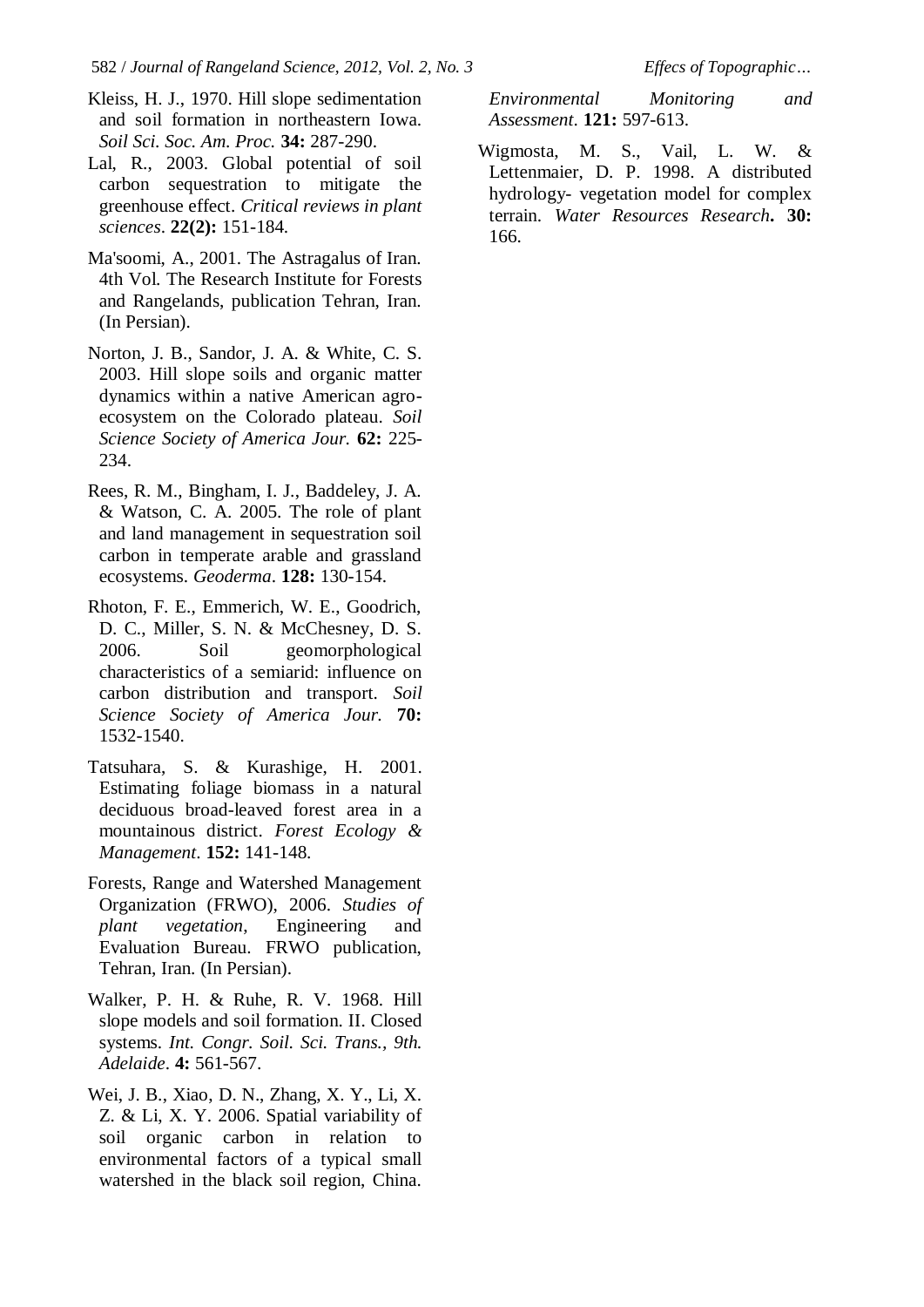Kleiss, H. J., 1970. Hill slope sedimentation and soil formation in northeastern Iowa. *Soil Sci. Soc. Am. Proc.* **34:** 287-290.

Lal, R., 2003. Global potential of soil carbon sequestration to mitigate the greenhouse effect. *Critical reviews in plant sciences*. **22(2):** 151-184.

Ma'soomi, A., 2001. The Astragalus of Iran. 4th Vol. The Research Institute for Forests and Rangelands, publication Tehran, Iran. (In Persian).

Norton, J. B., Sandor, J. A. & White, C. S. 2003. Hill slope soils and organic matter dynamics within a native American agro-ecosystem on the Colorado plateau. *Soil Science Society of America Jour.* **62:** 225-234.

Rees, R. M., Bingham, I. J., Baddeley, J. A. & Watson, C. A. 2005. The role of plant and land management in sequestration soil carbon in temperate arable and grassland ecosystems. *Geoderma*. **128:** 130-154.

Rhoton, F. E., Emmerich, W. E., Goodrich, D. C., Miller, S. N. & McChesney, D. S. 2006. Soil geomorphological characteristics of a semiarid: influence on carbon distribution and transport. *Soil Science Society of America Jour.* **70:** 1532-1540.

Tatsuhara, S. & Kurashige, H. 2001. Estimating foliage biomass in a natural deciduous broad-leaved forest area in a mountainous district. *Forest Ecology & Management*. **152:** 141-148.

Forests, Range and Watershed Management Organization (FRWO), 2006. *Studies of plant vegetation*, Engineering and Evaluation Bureau. FRWO publication, Tehran, Iran. (In Persian).

Walker, P. H. & Ruhe, R. V. 1968. Hill slope models and soil formation. II. Closed systems. *Int. Congr. Soil. Sci. Trans., 9th. Adelaide*. **4:** 561-567.

Wei, J. B., Xiao, D. N., Zhang, X. Y., Li, X. Z. & Li, X. Y. 2006. Spatial variability of soil organic carbon in relation to environmental factors of a typical small watershed in the black soil region, China. *Environmental Monitoring and Assessment*. **121:** 597-613.

Wigmosta, M. S., Vail, L. W. & Lettenmaier, D. P. 1998. A distributed hydrology- vegetation model for complex terrain. *Water Resources Research***. 30:** 166.